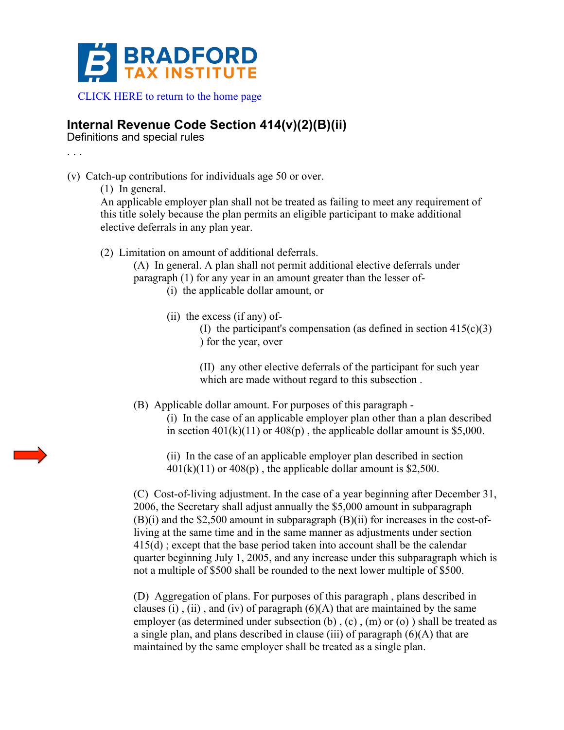BRADFORD TAX INSTITUTE

CLICK HERE to return to the home page

## Internal Revenue Code Section 414(v)(2)(B)(ii)

Definitions and special rules

. . .

(v) Catch-up contributions for individuals age 50 or over.

(1) In general.

An applicable employer plan shall not be treated as failing to meet any requirement of this title solely because the plan permits an eligible participant to make additional elective deferrals in any plan year.

(2) Limitation on amount of additional deferrals.

(A) In general. A plan shall not permit additional elective deferrals under paragraph (1) for any year in an amount greater than the lesser of-

(i) the applicable dollar amount, or

(ii) the excess (if any) of-

(I) the participant's compensation (as defined in section 415(c)(3) ) for the year, over

(II) any other elective deferrals of the participant for such year which are made without regard to this subsection .

(B) Applicable dollar amount. For purposes of this paragraph -

(i) In the case of an applicable employer plan other than a plan described in section 401(k)(11) or 408(p) , the applicable dollar amount is $5,000.

(ii) In the case of an applicable employer plan described in section 401(k)(11) or 408(p) , the applicable dollar amount is $2,500.

(C) Cost-of-living adjustment. In the case of a year beginning after December 31, 2006, the Secretary shall adjust annually the $5,000 amount in subparagraph (B)(i) and the $2,500 amount in subparagraph (B)(ii) for increases in the cost-of-living at the same time and in the same manner as adjustments under section 415(d) ; except that the base period taken into account shall be the calendar quarter beginning July 1, 2005, and any increase under this subparagraph which is not a multiple of $500 shall be rounded to the next lower multiple of $500.

(D) Aggregation of plans. For purposes of this paragraph , plans described in clauses (i) , (ii) , and (iv) of paragraph (6)(A) that are maintained by the same employer (as determined under subsection (b) , (c) , (m) or (o) ) shall be treated as a single plan, and plans described in clause (iii) of paragraph (6)(A) that are maintained by the same employer shall be treated as a single plan.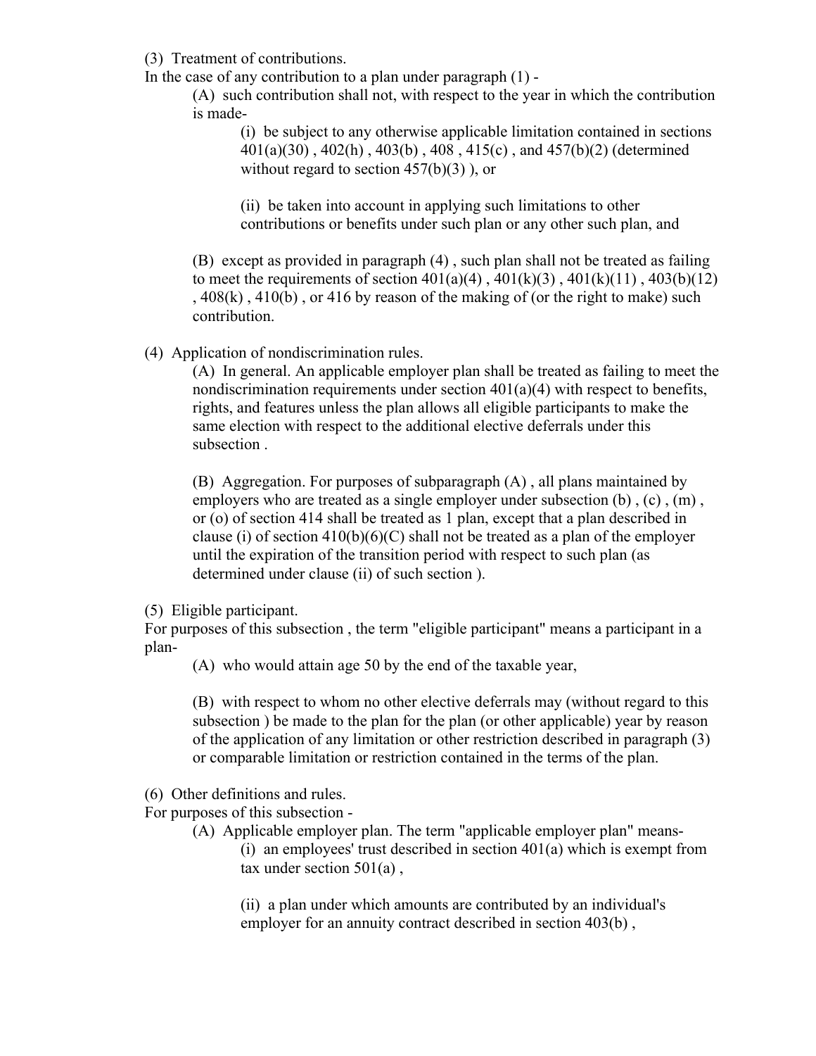(3) Treatment of contributions.

In the case of any contribution to a plan under paragraph (1) -

> (A) such contribution shall not, with respect to the year in which the contribution is made-
>
> > (i) be subject to any otherwise applicable limitation contained in sections 401(a)(30) , 402(h) , 403(b) , 408 , 415(c) , and 457(b)(2) (determined without regard to section 457(b)(3) ), or
> >
> > (ii) be taken into account in applying such limitations to other contributions or benefits under such plan or any other such plan, and
>
> (B) except as provided in paragraph (4) , such plan shall not be treated as failing to meet the requirements of section 401(a)(4) , 401(k)(3) , 401(k)(11) , 403(b)(12) , 408(k) , 410(b) , or 416 by reason of the making of (or the right to make) such contribution.

(4) Application of nondiscrimination rules.

> (A) In general. An applicable employer plan shall be treated as failing to meet the nondiscrimination requirements under section 401(a)(4) with respect to benefits, rights, and features unless the plan allows all eligible participants to make the same election with respect to the additional elective deferrals under this subsection .
>
> (B) Aggregation. For purposes of subparagraph (A) , all plans maintained by employers who are treated as a single employer under subsection (b) , (c) , (m) , or (o) of section 414 shall be treated as 1 plan, except that a plan described in clause (i) of section 410(b)(6)(C) shall not be treated as a plan of the employer until the expiration of the transition period with respect to such plan (as determined under clause (ii) of such section ).

(5) Eligible participant.

For purposes of this subsection , the term "eligible participant" means a participant in a plan-

> (A) who would attain age 50 by the end of the taxable year,
>
> (B) with respect to whom no other elective deferrals may (without regard to this subsection ) be made to the plan for the plan (or other applicable) year by reason of the application of any limitation or other restriction described in paragraph (3) or comparable limitation or restriction contained in the terms of the plan.

(6) Other definitions and rules.

For purposes of this subsection -

> (A) Applicable employer plan. The term "applicable employer plan" means-
>
> > (i) an employees' trust described in section 401(a) which is exempt from tax under section 501(a) ,
> >
> > (ii) a plan under which amounts are contributed by an individual's employer for an annuity contract described in section 403(b) ,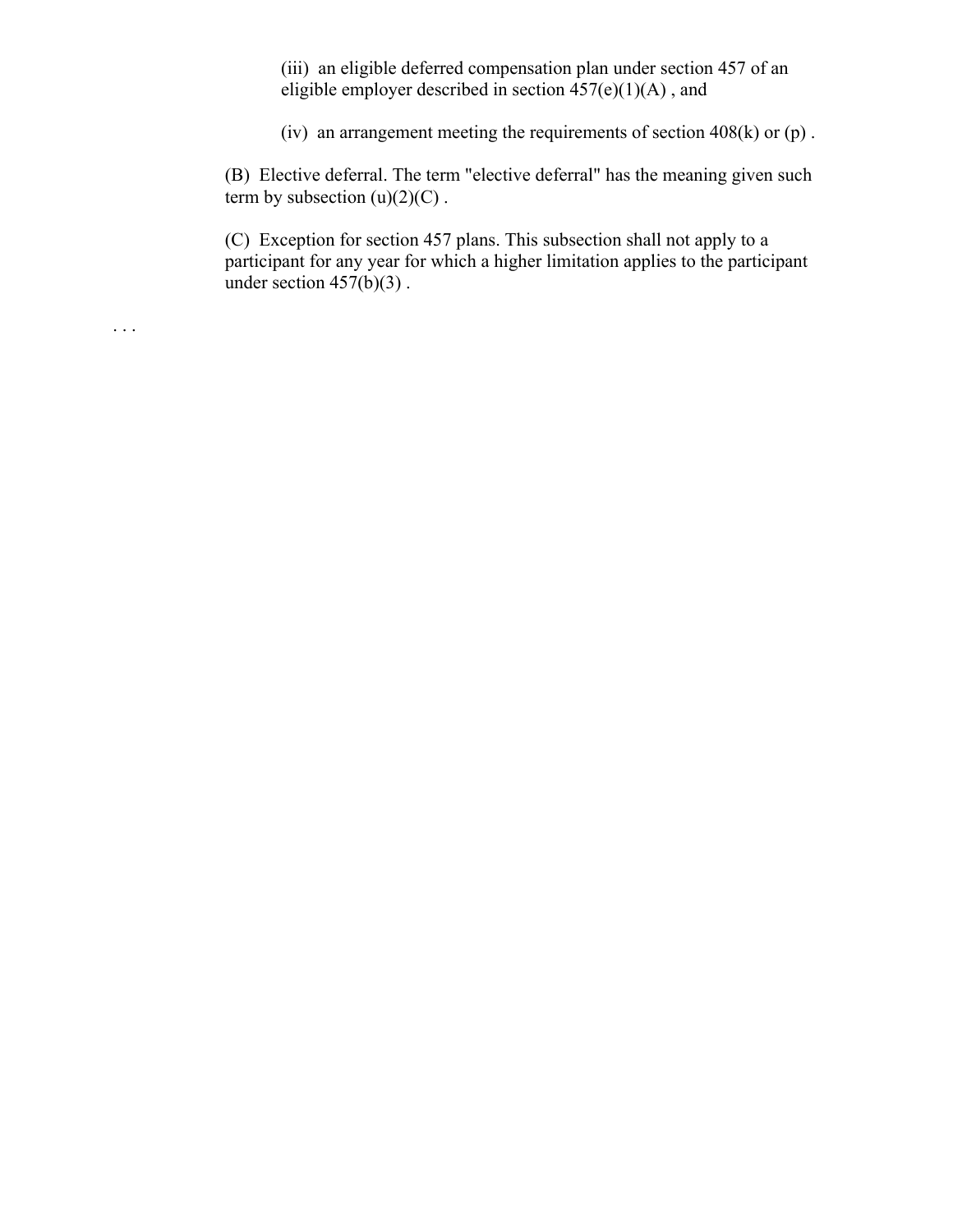(iii) an eligible deferred compensation plan under section 457 of an eligible employer described in section 457(e)(1)(A) , and

(iv) an arrangement meeting the requirements of section 408(k) or (p) .

(B) Elective deferral. The term "elective deferral" has the meaning given such term by subsection (u)(2)(C) .

(C) Exception for section 457 plans. This subsection shall not apply to a participant for any year for which a higher limitation applies to the participant under section 457(b)(3) .

. . .